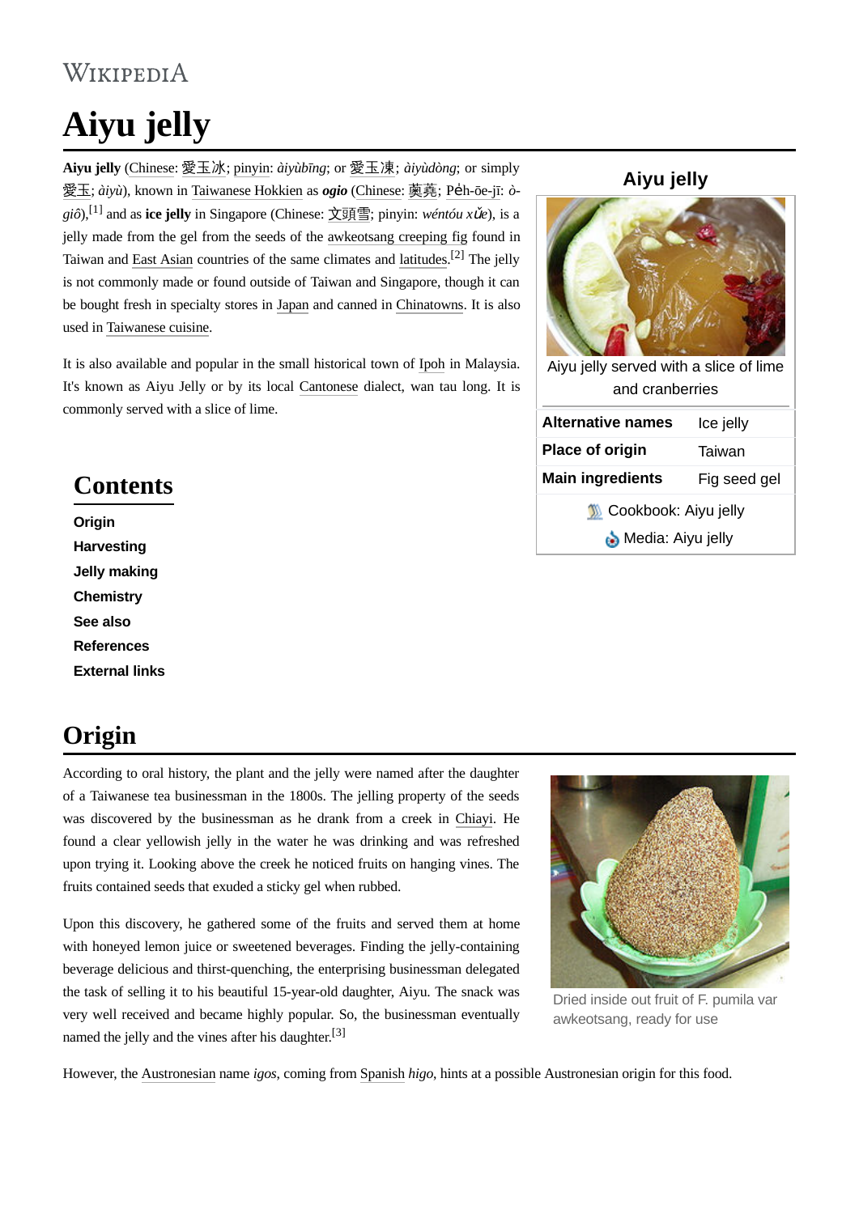# Aiyu jelly

**Aiyu jelly** (Chinese: 愛玉冰; pinyin: *àiyùbīng*; or 愛玉凍; *àiyùdòng*; or simply 愛玉; *àiyù*), known in Taiwanese Hokkien as ***ogio*** (Chinese: 薁蕘; Pe̍h-ōe-jī: *ò-giô*),[1] and as **ice jelly** in Singapore (Chinese: 文頭雪; pinyin: *wéntóu xǔe*), is a jelly made from the gel from the seeds of the awkeotsang creeping fig found in Taiwan and East Asian countries of the same climates and latitudes.[2] The jelly is not commonly made or found outside of Taiwan and Singapore, though it can be bought fresh in specialty stores in Japan and canned in Chinatowns. It is also used in Taiwanese cuisine.

It is also available and popular in the small historical town of Ipoh in Malaysia. It's known as Aiyu Jelly or by its local Cantonese dialect, wan tau long. It is commonly served with a slice of lime.

**Aiyu jelly**

Aiyu jelly served with a slice of lime and cranberries

| | |
|---|---|
| **Alternative names** | Ice jelly |
| **Place of origin** | Taiwan |
| **Main ingredients** | Fig seed gel |

Cookbook: Aiyu jelly

Media: Aiyu jelly

## Contents

- Origin
- Harvesting
- Jelly making
- Chemistry
- See also
- References
- External links

## Origin

According to oral history, the plant and the jelly were named after the daughter of a Taiwanese tea businessman in the 1800s. The jelling property of the seeds was discovered by the businessman as he drank from a creek in Chiayi. He found a clear yellowish jelly in the water he was drinking and was refreshed upon trying it. Looking above the creek he noticed fruits on hanging vines. The fruits contained seeds that exuded a sticky gel when rubbed.

Upon this discovery, he gathered some of the fruits and served them at home with honeyed lemon juice or sweetened beverages. Finding the jelly-containing beverage delicious and thirst-quenching, the enterprising businessman delegated the task of selling it to his beautiful 15-year-old daughter, Aiyu. The snack was very well received and became highly popular. So, the businessman eventually named the jelly and the vines after his daughter.[3]

Dried inside out fruit of F. pumila var awkeotsang, ready for use

However, the Austronesian name *igos*, coming from Spanish *higo*, hints at a possible Austronesian origin for this food.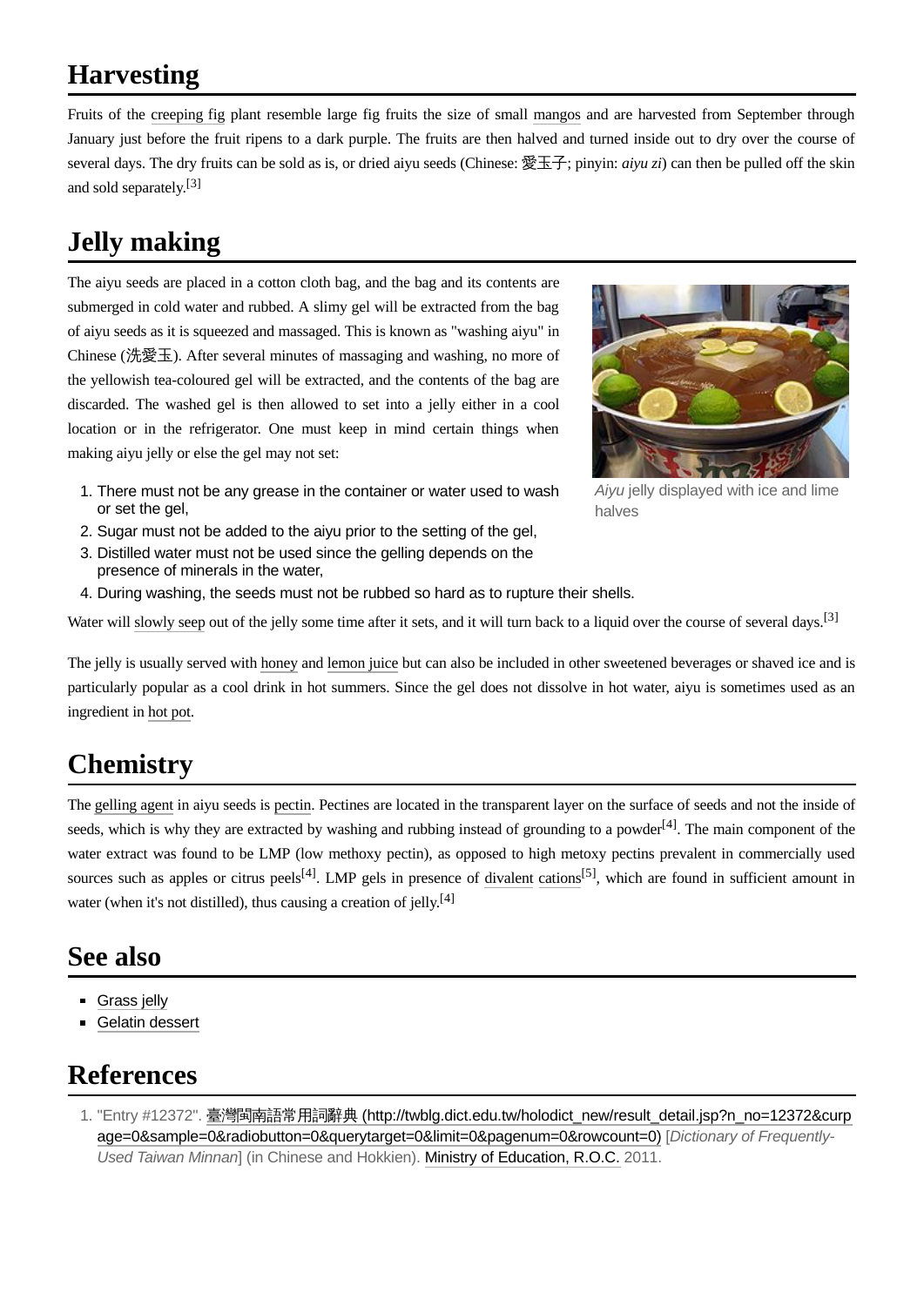## Harvesting

Fruits of the creeping fig plant resemble large fig fruits the size of small mangos and are harvested from September through January just before the fruit ripens to a dark purple. The fruits are then halved and turned inside out to dry over the course of several days. The dry fruits can be sold as is, or dried aiyu seeds (Chinese: 愛玉子; pinyin: *aiyu zi*) can then be pulled off the skin and sold separately.[3]

## Jelly making

The aiyu seeds are placed in a cotton cloth bag, and the bag and its contents are submerged in cold water and rubbed. A slimy gel will be extracted from the bag of aiyu seeds as it is squeezed and massaged. This is known as "washing aiyu" in Chinese (洗愛玉). After several minutes of massaging and washing, no more of the yellowish tea-coloured gel will be extracted, and the contents of the bag are discarded. The washed gel is then allowed to set into a jelly either in a cool location or in the refrigerator. One must keep in mind certain things when making aiyu jelly or else the gel may not set:

1. There must not be any grease in the container or water used to wash or set the gel,
2. Sugar must not be added to the aiyu prior to the setting of the gel,
3. Distilled water must not be used since the gelling depends on the presence of minerals in the water,
4. During washing, the seeds must not be rubbed so hard as to rupture their shells.

*Aiyu* jelly displayed with ice and lime halves

Water will slowly seep out of the jelly some time after it sets, and it will turn back to a liquid over the course of several days.[3]

The jelly is usually served with honey and lemon juice but can also be included in other sweetened beverages or shaved ice and is particularly popular as a cool drink in hot summers. Since the gel does not dissolve in hot water, aiyu is sometimes used as an ingredient in hot pot.

## Chemistry

The gelling agent in aiyu seeds is pectin. Pectines are located in the transparent layer on the surface of seeds and not the inside of seeds, which is why they are extracted by washing and rubbing instead of grounding to a powder[4]. The main component of the water extract was found to be LMP (low methoxy pectin), as opposed to high metoxy pectins prevalent in commercially used sources such as apples or citrus peels[4]. LMP gels in presence of divalent cations[5], which are found in sufficient amount in water (when it's not distilled), thus causing a creation of jelly.[4]

## See also

- Grass jelly
- Gelatin dessert

## References

1. "Entry #12372". 臺灣閩南語常用詞辭典 (http://twblg.dict.edu.tw/holodict_new/result_detail.jsp?n_no=12372&curpage=0&sample=0&radiobutton=0&querytarget=0&limit=0&pagenum=0&rowcount=0) [*Dictionary of Frequently-Used Taiwan Minnan*] (in Chinese and Hokkien). Ministry of Education, R.O.C. 2011.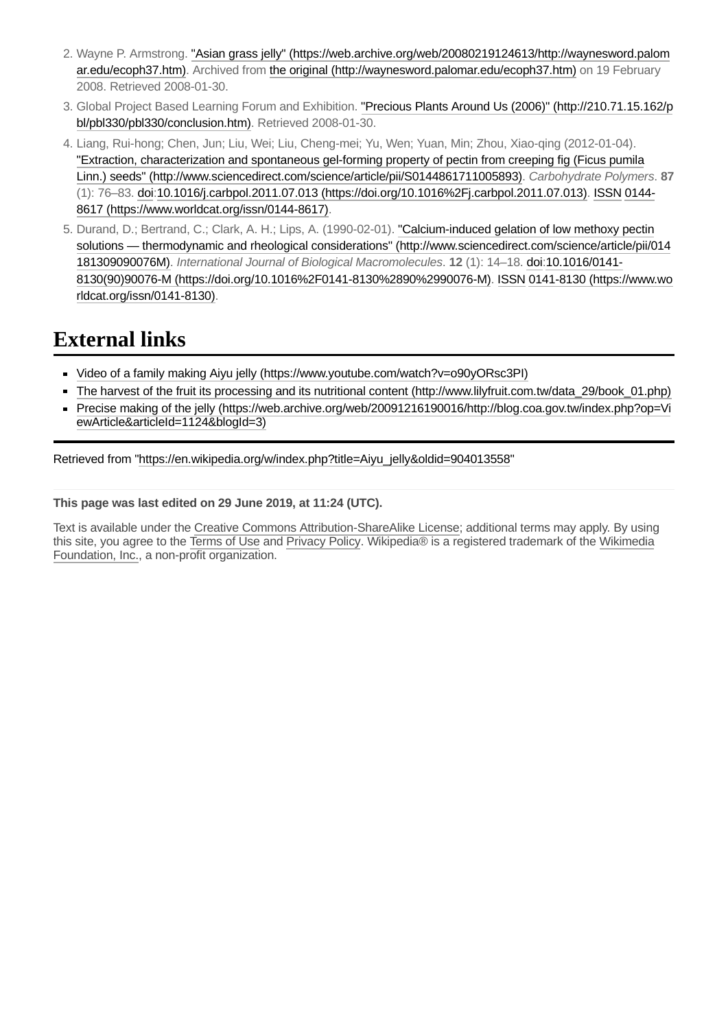2. Wayne P. Armstrong. "Asian grass jelly" (https://web.archive.org/web/20080219124613/http://waynesword.palomar.edu/ecoph37.htm). Archived from the original (http://waynesword.palomar.edu/ecoph37.htm) on 19 February 2008. Retrieved 2008-01-30.
3. Global Project Based Learning Forum and Exhibition. "Precious Plants Around Us (2006)" (http://210.71.15.162/pbl/pbl330/pbl330/conclusion.htm). Retrieved 2008-01-30.
4. Liang, Rui-hong; Chen, Jun; Liu, Wei; Liu, Cheng-mei; Yu, Wen; Yuan, Min; Zhou, Xiao-qing (2012-01-04). "Extraction, characterization and spontaneous gel-forming property of pectin from creeping fig (Ficus pumila Linn.) seeds" (http://www.sciencedirect.com/science/article/pii/S0144861711005893). *Carbohydrate Polymers*. **87** (1): 76–83. doi:10.1016/j.carbpol.2011.07.013 (https://doi.org/10.1016%2Fj.carbpol.2011.07.013). ISSN 0144-8617 (https://www.worldcat.org/issn/0144-8617).
5. Durand, D.; Bertrand, C.; Clark, A. H.; Lips, A. (1990-02-01). "Calcium-induced gelation of low methoxy pectin solutions — thermodynamic and rheological considerations" (http://www.sciencedirect.com/science/article/pii/014181309090076M). *International Journal of Biological Macromolecules*. **12** (1): 14–18. doi:10.1016/0141-8130(90)90076-M (https://doi.org/10.1016%2F0141-8130%2890%2990076-M). ISSN 0141-8130 (https://www.worldcat.org/issn/0141-8130).

# External links

- Video of a family making Aiyu jelly (https://www.youtube.com/watch?v=o90yORsc3PI)
- The harvest of the fruit its processing and its nutritional content (http://www.lilyfruit.com.tw/data_29/book_01.php)
- Precise making of the jelly (https://web.archive.org/web/20091216190016/http://blog.coa.gov.tw/index.php?op=ViewArticle&articleId=1124&blogId=3)

Retrieved from "https://en.wikipedia.org/w/index.php?title=Aiyu_jelly&oldid=904013558"

**This page was last edited on 29 June 2019, at 11:24 (UTC).**

Text is available under the Creative Commons Attribution-ShareAlike License; additional terms may apply. By using this site, you agree to the Terms of Use and Privacy Policy. Wikipedia® is a registered trademark of the Wikimedia Foundation, Inc., a non-profit organization.